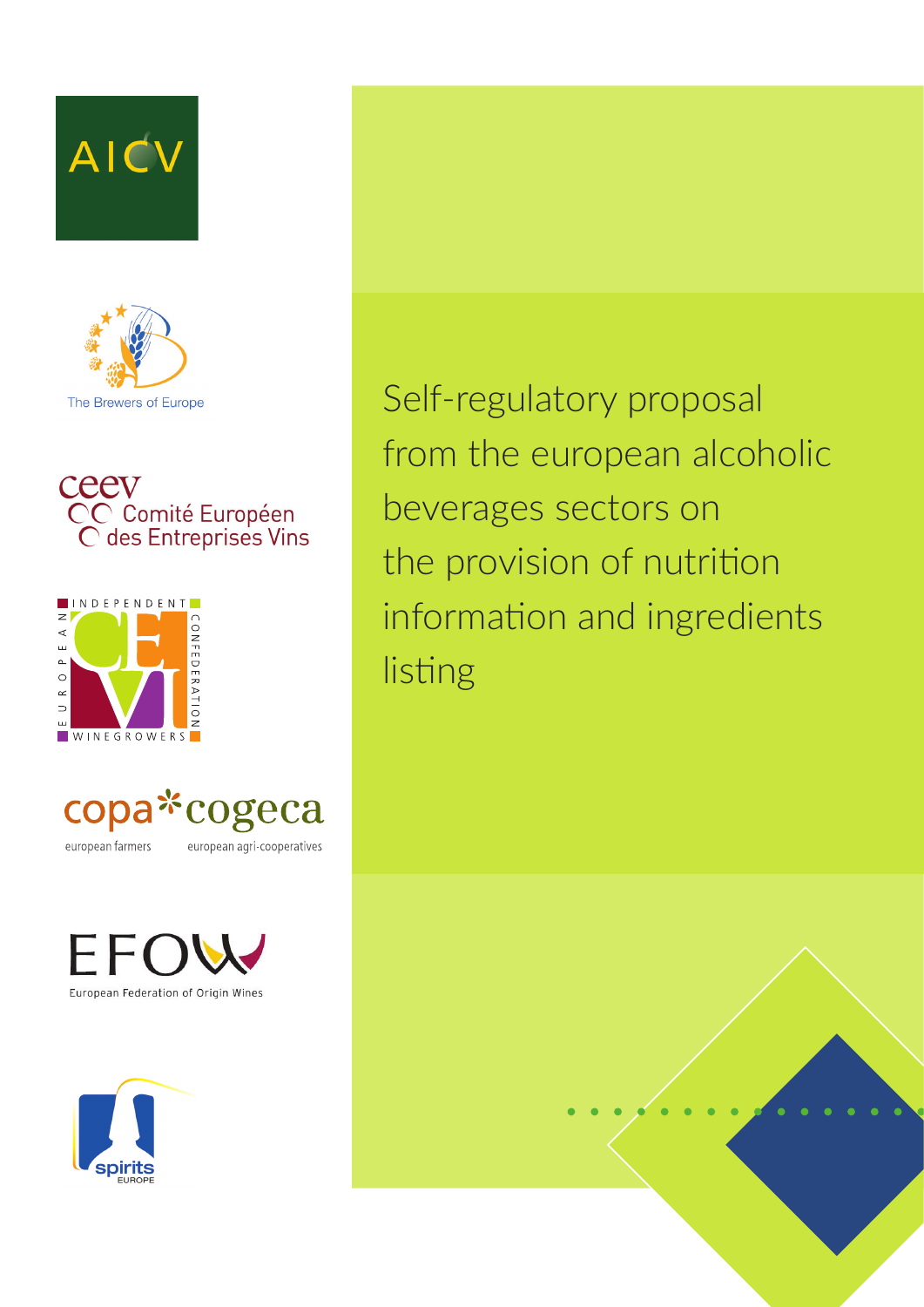AICV

The Brewers of Europe

ceev Comité Européen des Entreprises Vins

INDEPENDENT EUROPEAN WINEGROWERS CONFEDERATION CEVI

copa european farmers

cogeca european agri-cooperatives

EFOW European Federation of Origin Wines

spirits EUROPE

# Self-regulatory proposal from the european alcoholic beverages sectors on the provision of nutrition information and ingredients listing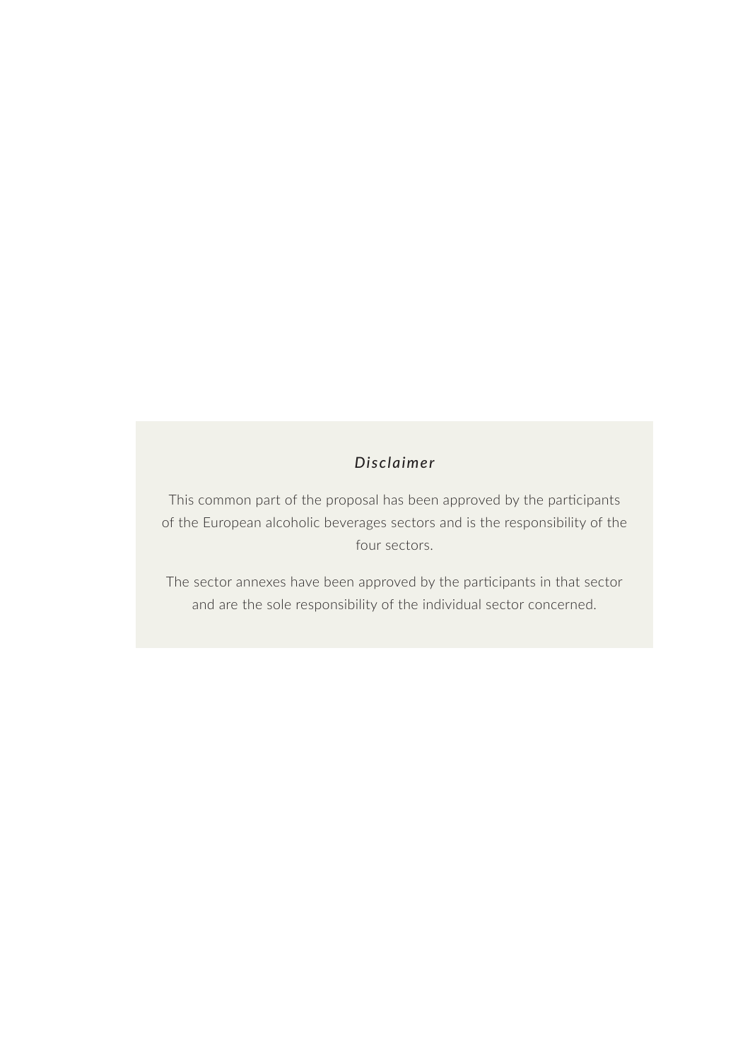### *Disclaimer*

This common part of the proposal has been approved by the participants of the European alcoholic beverages sectors and is the responsibility of the four sectors.

The sector annexes have been approved by the participants in that sector and are the sole responsibility of the individual sector concerned.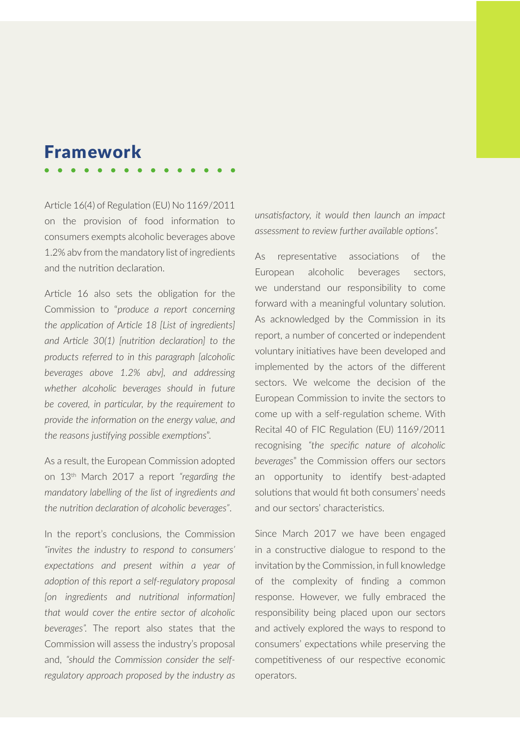# Framework

Article 16(4) of Regulation (EU) No 1169/2011 on the provision of food information to consumers exempts alcoholic beverages above 1.2% abv from the mandatory list of ingredients and the nutrition declaration.

Article 16 also sets the obligation for the Commission to "*produce a report concerning the application of Article 18 [List of ingredients] and Article 30(1) [nutrition declaration] to the products referred to in this paragraph [alcoholic beverages above 1.2% abv], and addressing whether alcoholic beverages should in future be covered, in particular, by the requirement to provide the information on the energy value, and the reasons justifying possible exemptions*".

As a result, the European Commission adopted on 13th March 2017 a report *"regarding the mandatory labelling of the list of ingredients and the nutrition declaration of alcoholic beverages"*.

In the report's conclusions, the Commission *"invites the industry to respond to consumers' expectations and present within a year of adoption of this report a self-regulatory proposal [on ingredients and nutritional information] that would cover the entire sector of alcoholic beverages".* The report also states that the Commission will assess the industry's proposal and, *"should the Commission consider the self-regulatory approach proposed by the industry as unsatisfactory, it would then launch an impact assessment to review further available options".*

As representative associations of the European alcoholic beverages sectors, we understand our responsibility to come forward with a meaningful voluntary solution. As acknowledged by the Commission in its report, a number of concerted or independent voluntary initiatives have been developed and implemented by the actors of the different sectors. We welcome the decision of the European Commission to invite the sectors to come up with a self-regulation scheme. With Recital 40 of FIC Regulation (EU) 1169/2011 recognising *"the specific nature of alcoholic beverages"* the Commission offers our sectors an opportunity to identify best-adapted solutions that would fit both consumers' needs and our sectors' characteristics.

Since March 2017 we have been engaged in a constructive dialogue to respond to the invitation by the Commission, in full knowledge of the complexity of finding a common response. However, we fully embraced the responsibility being placed upon our sectors and actively explored the ways to respond to consumers' expectations while preserving the competitiveness of our respective economic operators.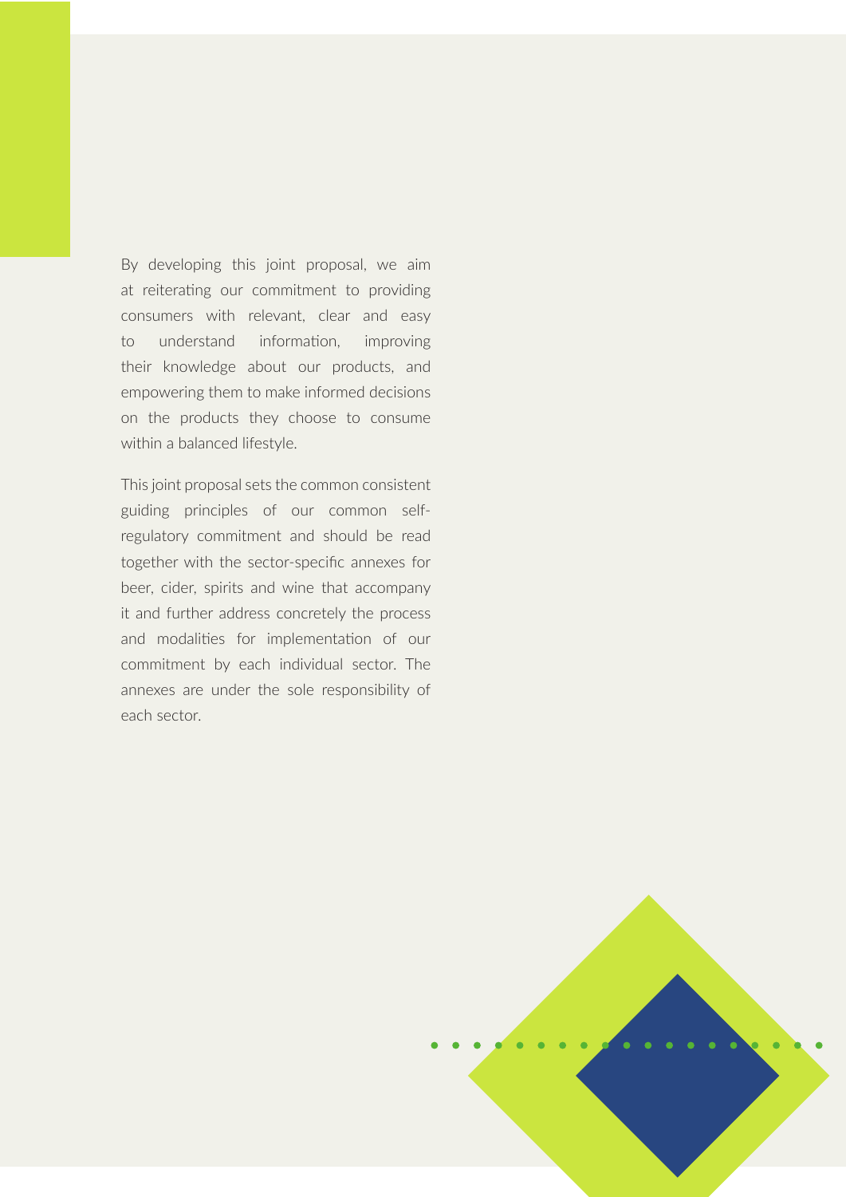By developing this joint proposal, we aim at reiterating our commitment to providing consumers with relevant, clear and easy to understand information, improving their knowledge about our products, and empowering them to make informed decisions on the products they choose to consume within a balanced lifestyle.

This joint proposal sets the common consistent guiding principles of our common self-regulatory commitment and should be read together with the sector-specific annexes for beer, cider, spirits and wine that accompany it and further address concretely the process and modalities for implementation of our commitment by each individual sector. The annexes are under the sole responsibility of each sector.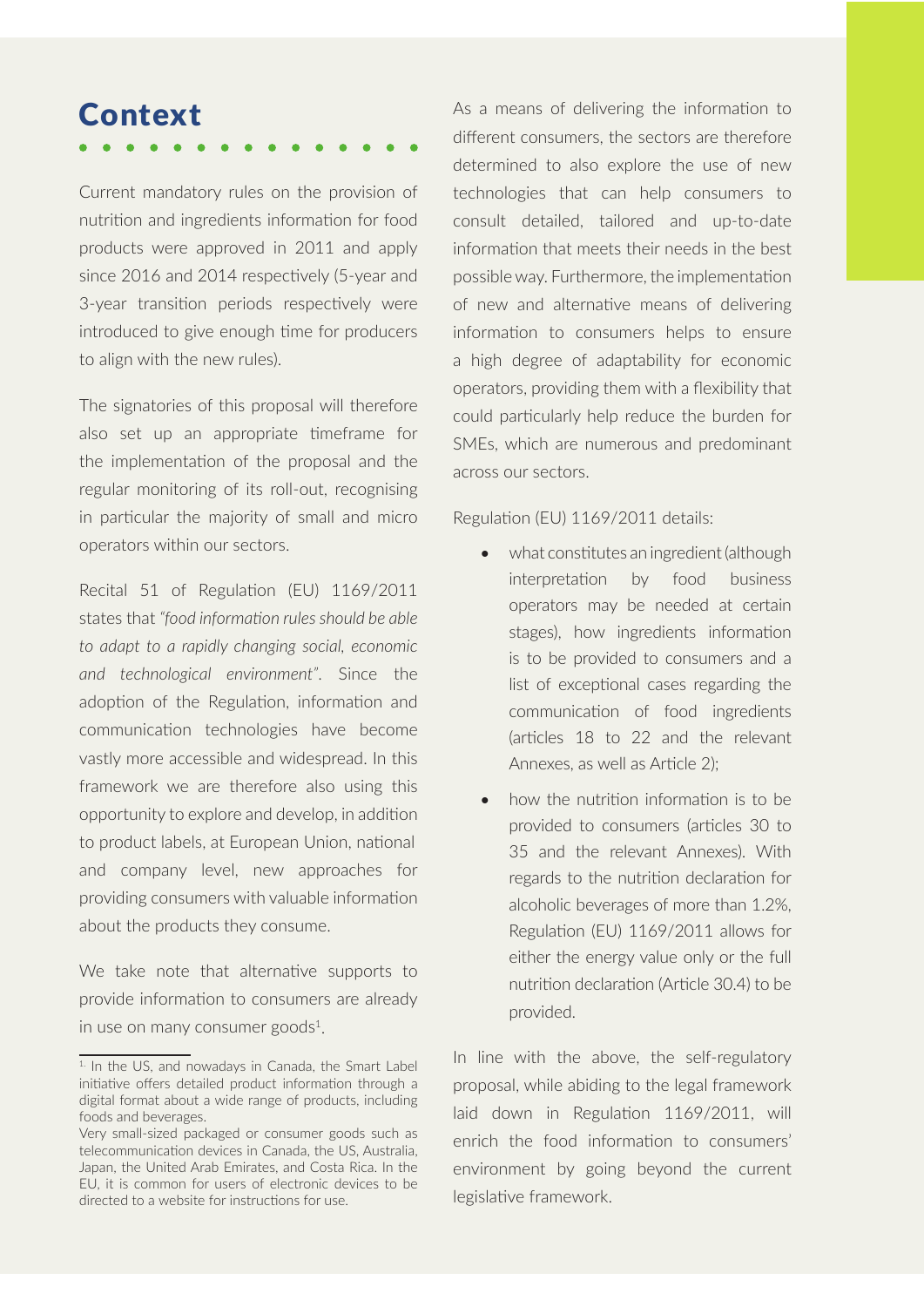# Context

Current mandatory rules on the provision of nutrition and ingredients information for food products were approved in 2011 and apply since 2016 and 2014 respectively (5-year and 3-year transition periods respectively were introduced to give enough time for producers to align with the new rules).

The signatories of this proposal will therefore also set up an appropriate timeframe for the implementation of the proposal and the regular monitoring of its roll-out, recognising in particular the majority of small and micro operators within our sectors.

Recital 51 of Regulation (EU) 1169/2011 states that *"food information rules should be able to adapt to a rapidly changing social, economic and technological environment"*. Since the adoption of the Regulation, information and communication technologies have become vastly more accessible and widespread. In this framework we are therefore also using this opportunity to explore and develop, in addition to product labels, at European Union, national and company level, new approaches for providing consumers with valuable information about the products they consume.

We take note that alternative supports to provide information to consumers are already in use on many consumer goods[1].

As a means of delivering the information to different consumers, the sectors are therefore determined to also explore the use of new technologies that can help consumers to consult detailed, tailored and up-to-date information that meets their needs in the best possible way. Furthermore, the implementation of new and alternative means of delivering information to consumers helps to ensure a high degree of adaptability for economic operators, providing them with a flexibility that could particularly help reduce the burden for SMEs, which are numerous and predominant across our sectors.

Regulation (EU) 1169/2011 details:

- what constitutes an ingredient (although interpretation by food business operators may be needed at certain stages), how ingredients information is to be provided to consumers and a list of exceptional cases regarding the communication of food ingredients (articles 18 to 22 and the relevant Annexes, as well as Article 2);
- how the nutrition information is to be provided to consumers (articles 30 to 35 and the relevant Annexes). With regards to the nutrition declaration for alcoholic beverages of more than 1.2%, Regulation (EU) 1169/2011 allows for either the energy value only or the full nutrition declaration (Article 30.4) to be provided.

In line with the above, the self-regulatory proposal, while abiding to the legal framework laid down in Regulation 1169/2011, will enrich the food information to consumers' environment by going beyond the current legislative framework.

---

[1] In the US, and nowadays in Canada, the Smart Label initiative offers detailed product information through a digital format about a wide range of products, including foods and beverages.
Very small-sized packaged or consumer goods such as telecommunication devices in Canada, the US, Australia, Japan, the United Arab Emirates, and Costa Rica. In the EU, it is common for users of electronic devices to be directed to a website for instructions for use.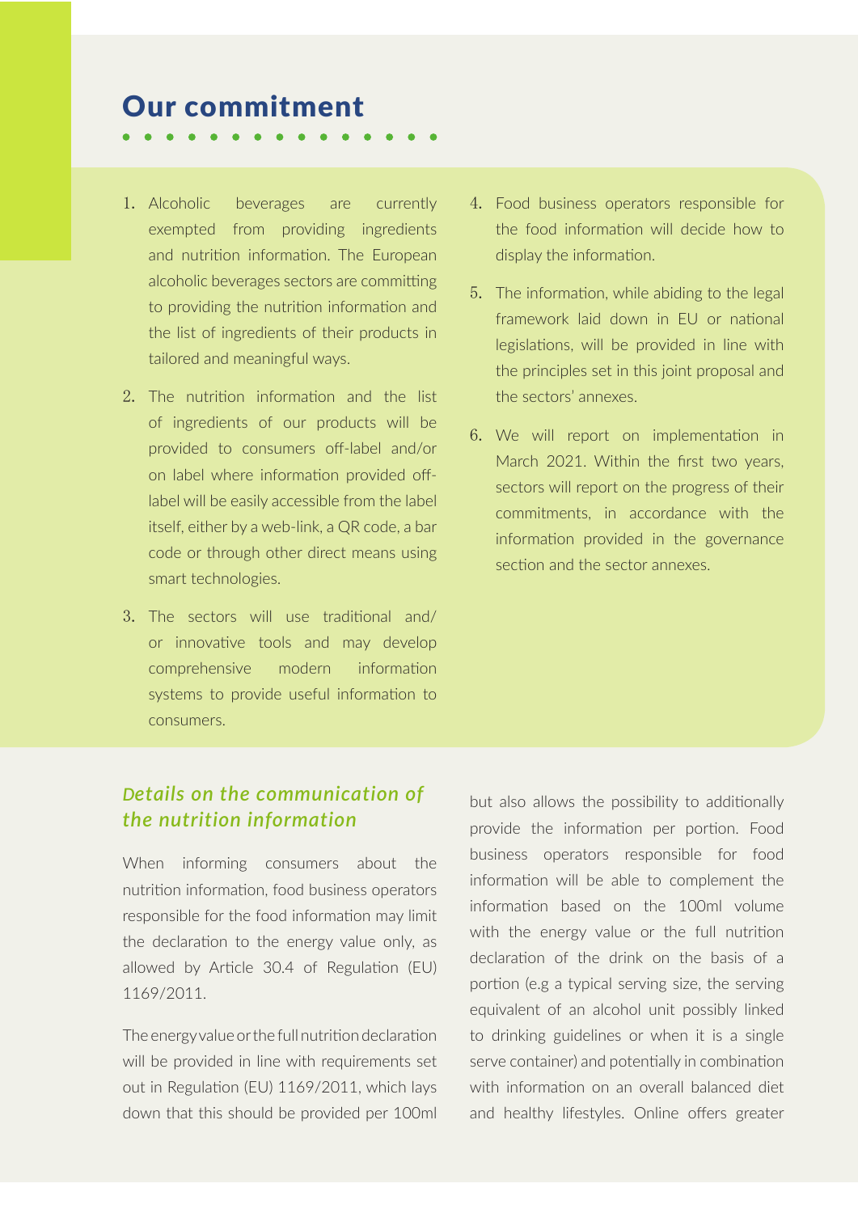## Our commitment

1. Alcoholic beverages are currently exempted from providing ingredients and nutrition information. The European alcoholic beverages sectors are committing to providing the nutrition information and the list of ingredients of their products in tailored and meaningful ways.
2. The nutrition information and the list of ingredients of our products will be provided to consumers off-label and/or on label where information provided off-label will be easily accessible from the label itself, either by a web-link, a QR code, a bar code or through other direct means using smart technologies.
3. The sectors will use traditional and/ or innovative tools and may develop comprehensive modern information systems to provide useful information to consumers.
4. Food business operators responsible for the food information will decide how to display the information.
5. The information, while abiding to the legal framework laid down in EU or national legislations, will be provided in line with the principles set in this joint proposal and the sectors' annexes.
6. We will report on implementation in March 2021. Within the first two years, sectors will report on the progress of their commitments, in accordance with the information provided in the governance section and the sector annexes.

### *Details on the communication of the nutrition information*

When informing consumers about the nutrition information, food business operators responsible for the food information may limit the declaration to the energy value only, as allowed by Article 30.4 of Regulation (EU) 1169/2011.

The energy value or the full nutrition declaration will be provided in line with requirements set out in Regulation (EU) 1169/2011, which lays down that this should be provided per 100ml but also allows the possibility to additionally provide the information per portion. Food business operators responsible for food information will be able to complement the information based on the 100ml volume with the energy value or the full nutrition declaration of the drink on the basis of a portion (e.g a typical serving size, the serving equivalent of an alcohol unit possibly linked to drinking guidelines or when it is a single serve container) and potentially in combination with information on an overall balanced diet and healthy lifestyles. Online offers greater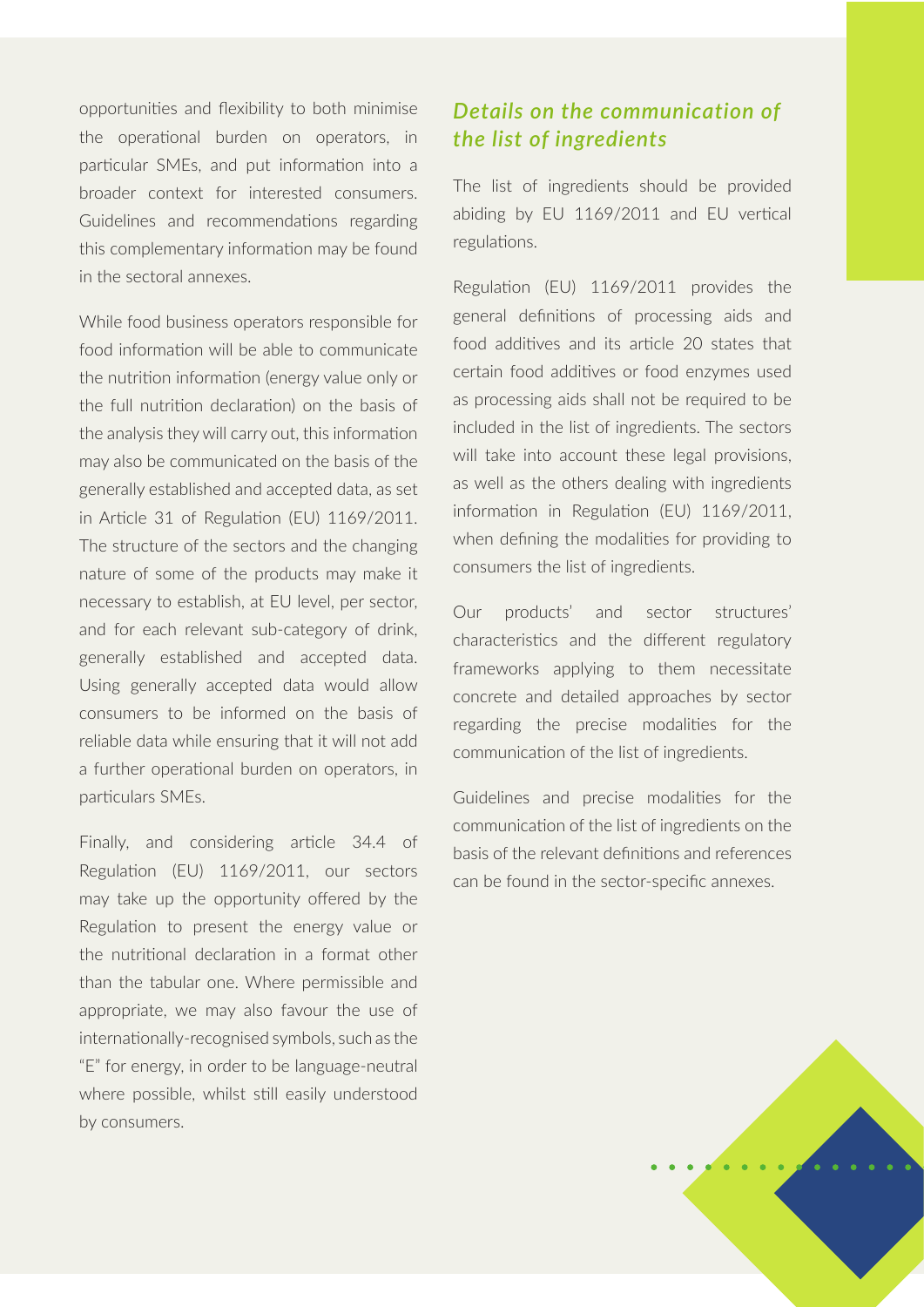opportunities and flexibility to both minimise the operational burden on operators, in particular SMEs, and put information into a broader context for interested consumers. Guidelines and recommendations regarding this complementary information may be found in the sectoral annexes.

While food business operators responsible for food information will be able to communicate the nutrition information (energy value only or the full nutrition declaration) on the basis of the analysis they will carry out, this information may also be communicated on the basis of the generally established and accepted data, as set in Article 31 of Regulation (EU) 1169/2011. The structure of the sectors and the changing nature of some of the products may make it necessary to establish, at EU level, per sector, and for each relevant sub-category of drink, generally established and accepted data. Using generally accepted data would allow consumers to be informed on the basis of reliable data while ensuring that it will not add a further operational burden on operators, in particulars SMEs.

Finally, and considering article 34.4 of Regulation (EU) 1169/2011, our sectors may take up the opportunity offered by the Regulation to present the energy value or the nutritional declaration in a format other than the tabular one. Where permissible and appropriate, we may also favour the use of internationally-recognised symbols, such as the "E" for energy, in order to be language-neutral where possible, whilst still easily understood by consumers.

## *Details on the communication of the list of ingredients*

The list of ingredients should be provided abiding by EU 1169/2011 and EU vertical regulations.

Regulation (EU) 1169/2011 provides the general definitions of processing aids and food additives and its article 20 states that certain food additives or food enzymes used as processing aids shall not be required to be included in the list of ingredients. The sectors will take into account these legal provisions, as well as the others dealing with ingredients information in Regulation (EU) 1169/2011, when defining the modalities for providing to consumers the list of ingredients.

Our products' and sector structures' characteristics and the different regulatory frameworks applying to them necessitate concrete and detailed approaches by sector regarding the precise modalities for the communication of the list of ingredients.

Guidelines and precise modalities for the communication of the list of ingredients on the basis of the relevant definitions and references can be found in the sector-specific annexes.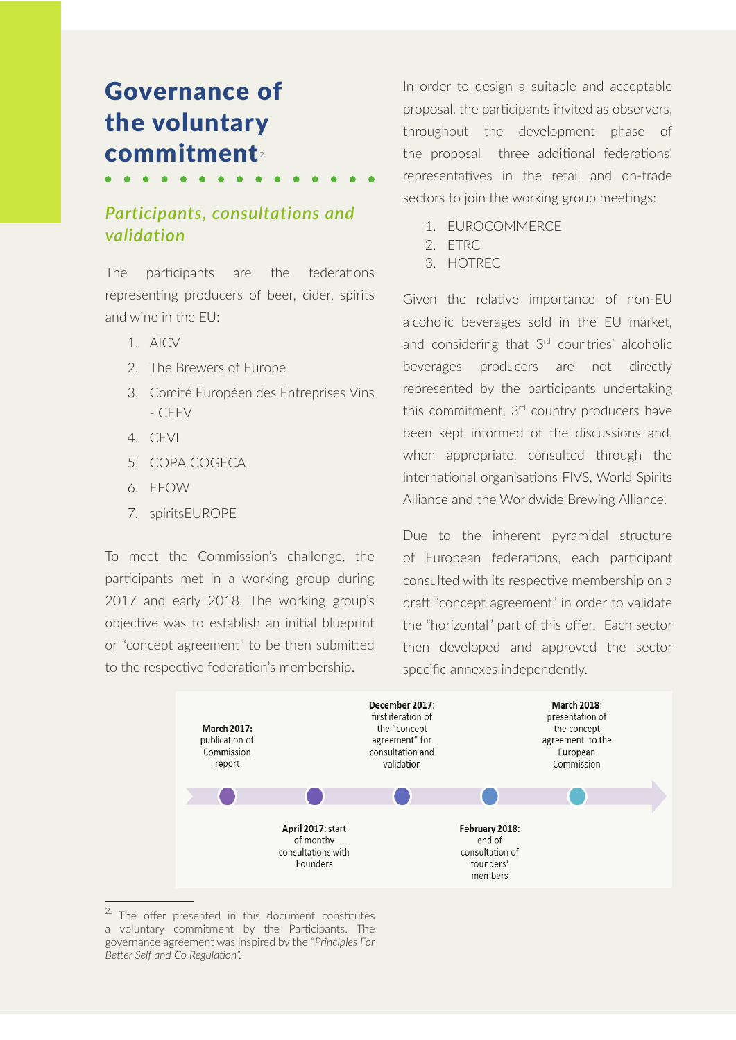# Governance of the voluntary commitment[2]

## *Participants, consultations and validation*

The participants are the federations representing producers of beer, cider, spirits and wine in the EU:

1. AICV
2. The Brewers of Europe
3. Comité Européen des Entreprises Vins - CEEV
4. CEVI
5. COPA COGECA
6. EFOW
7. spiritsEUROPE

To meet the Commission's challenge, the participants met in a working group during 2017 and early 2018. The working group's objective was to establish an initial blueprint or "concept agreement" to be then submitted to the respective federation's membership.

In order to design a suitable and acceptable proposal, the participants invited as observers, throughout the development phase of the proposal three additional federations' representatives in the retail and on-trade sectors to join the working group meetings:

1. EUROCOMMERCE
2. ETRC
3. HOTREC

Given the relative importance of non-EU alcoholic beverages sold in the EU market, and considering that 3rd countries' alcoholic beverages producers are not directly represented by the participants undertaking this commitment, 3rd country producers have been kept informed of the discussions and, when appropriate, consulted through the international organisations FIVS, World Spirits Alliance and the Worldwide Brewing Alliance.

Due to the inherent pyramidal structure of European federations, each participant consulted with its respective membership on a draft "concept agreement" in order to validate the "horizontal" part of this offer. Each sector then developed and approved the sector specific annexes independently.

**March 2017:** publication of Commission report

**April 2017:** start of monthy consultations with Founders

**December 2017:** first iteration of the "concept agreement" for consultation and validation

**February 2018:** end of consultation of founders' members

**March 2018:** presentation of the concept agreement to the European Commission

---

[2] The offer presented in this document constitutes a voluntary commitment by the Participants. The governance agreement was inspired by the *"Principles For Better Self and Co Regulation"*.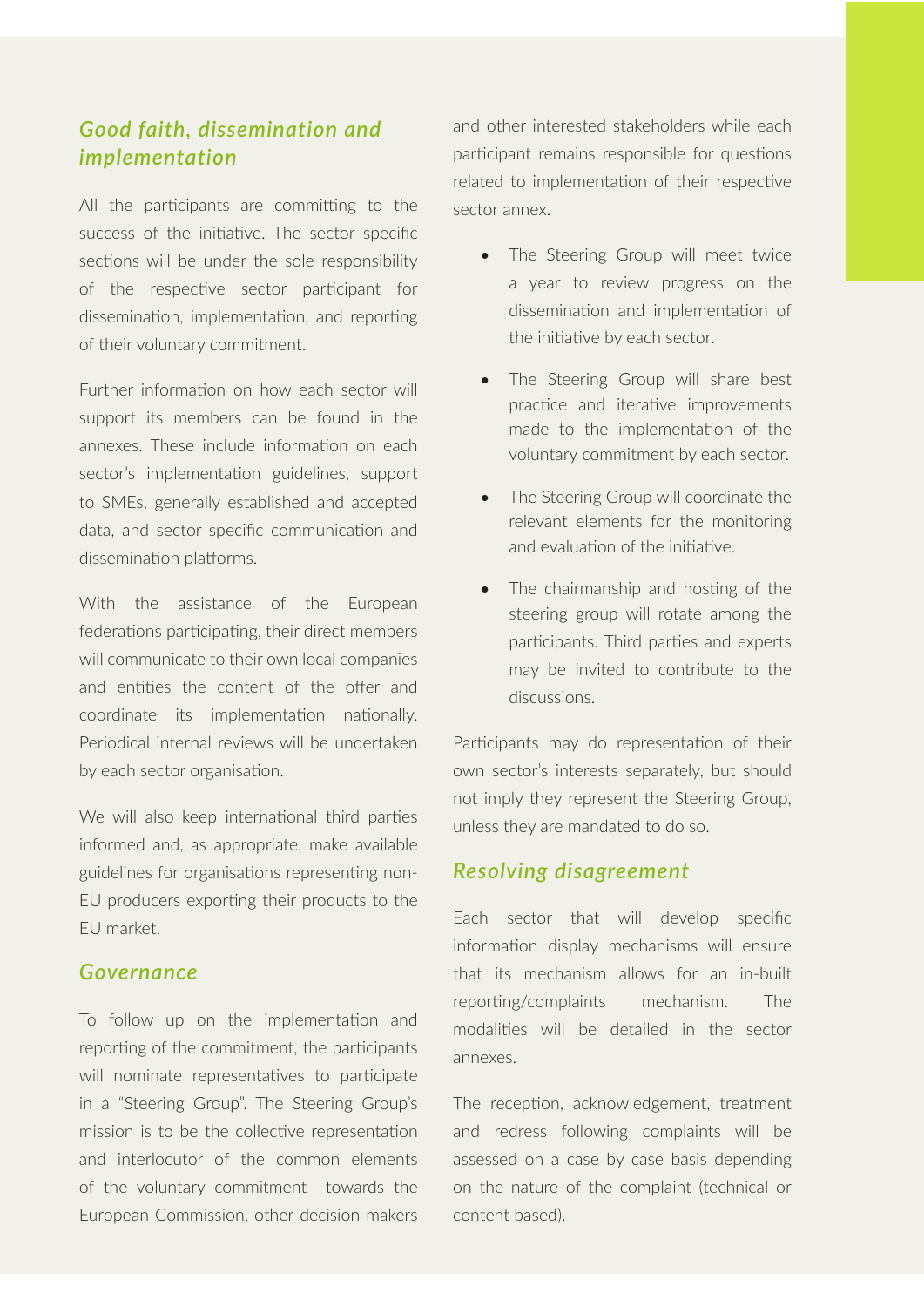### *Good faith, dissemination and implementation*

All the participants are committing to the success of the initiative. The sector specific sections will be under the sole responsibility of the respective sector participant for dissemination, implementation, and reporting of their voluntary commitment.

Further information on how each sector will support its members can be found in the annexes. These include information on each sector's implementation guidelines, support to SMEs, generally established and accepted data, and sector specific communication and dissemination platforms.

With the assistance of the European federations participating, their direct members will communicate to their own local companies and entities the content of the offer and coordinate its implementation nationally. Periodical internal reviews will be undertaken by each sector organisation.

We will also keep international third parties informed and, as appropriate, make available guidelines for organisations representing non-EU producers exporting their products to the EU market.

### *Governance*

To follow up on the implementation and reporting of the commitment, the participants will nominate representatives to participate in a "Steering Group". The Steering Group's mission is to be the collective representation and interlocutor of the common elements of the voluntary commitment towards the European Commission, other decision makers and other interested stakeholders while each participant remains responsible for questions related to implementation of their respective sector annex.

- The Steering Group will meet twice a year to review progress on the dissemination and implementation of the initiative by each sector.
- The Steering Group will share best practice and iterative improvements made to the implementation of the voluntary commitment by each sector.
- The Steering Group will coordinate the relevant elements for the monitoring and evaluation of the initiative.
- The chairmanship and hosting of the steering group will rotate among the participants. Third parties and experts may be invited to contribute to the discussions.

Participants may do representation of their own sector's interests separately, but should not imply they represent the Steering Group, unless they are mandated to do so.

### *Resolving disagreement*

Each sector that will develop specific information display mechanisms will ensure that its mechanism allows for an in-built reporting/complaints mechanism. The modalities will be detailed in the sector annexes.

The reception, acknowledgement, treatment and redress following complaints will be assessed on a case by case basis depending on the nature of the complaint (technical or content based).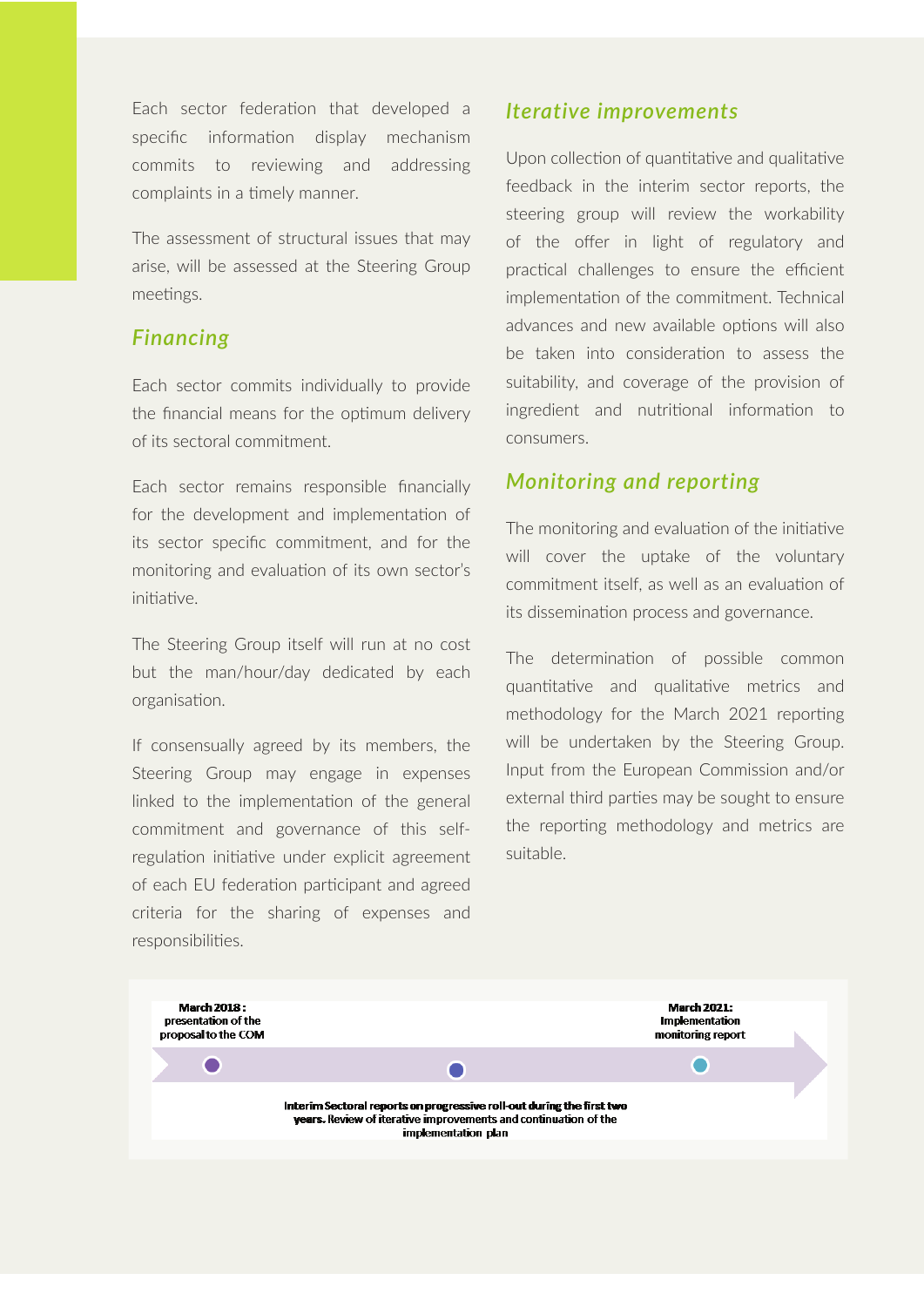Each sector federation that developed a specific information display mechanism commits to reviewing and addressing complaints in a timely manner.

The assessment of structural issues that may arise, will be assessed at the Steering Group meetings.

## *Financing*

Each sector commits individually to provide the financial means for the optimum delivery of its sectoral commitment.

Each sector remains responsible financially for the development and implementation of its sector specific commitment, and for the monitoring and evaluation of its own sector's initiative.

The Steering Group itself will run at no cost but the man/hour/day dedicated by each organisation.

If consensually agreed by its members, the Steering Group may engage in expenses linked to the implementation of the general commitment and governance of this self-regulation initiative under explicit agreement of each EU federation participant and agreed criteria for the sharing of expenses and responsibilities.

## *Iterative improvements*

Upon collection of quantitative and qualitative feedback in the interim sector reports, the steering group will review the workability of the offer in light of regulatory and practical challenges to ensure the efficient implementation of the commitment. Technical advances and new available options will also be taken into consideration to assess the suitability, and coverage of the provision of ingredient and nutritional information to consumers.

## *Monitoring and reporting*

The monitoring and evaluation of the initiative will cover the uptake of the voluntary commitment itself, as well as an evaluation of its dissemination process and governance.

The determination of possible common quantitative and qualitative metrics and methodology for the March 2021 reporting will be undertaken by the Steering Group. Input from the European Commission and/or external third parties may be sought to ensure the reporting methodology and metrics are suitable.

**March 2018 :** presentation of the proposal to the COM

**Interim Sectoral reports on progressive roll-out during the first two years.** Review of iterative improvements and continuation of the implementation plan

**March 2021:** Implementation monitoring report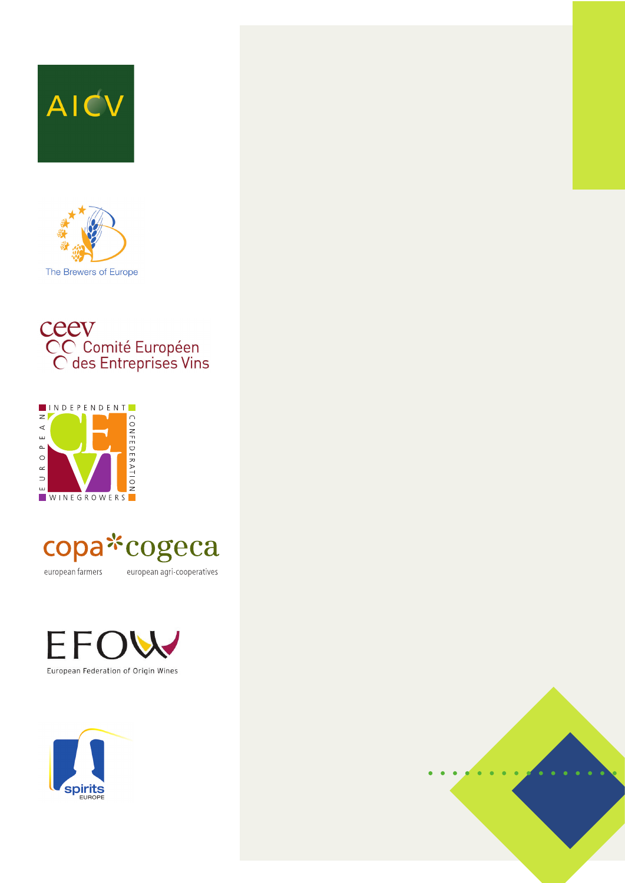AICV

The Brewers of Europe

ceev
Comité Européen
des Entreprises Vins

INDEPENDENT EUROPEAN CONFEDERATION WINEGROWERS

copa*cogeca
european farmers
european agri-cooperatives

EFOW
European Federation of Origin Wines

spirits
EUROPE